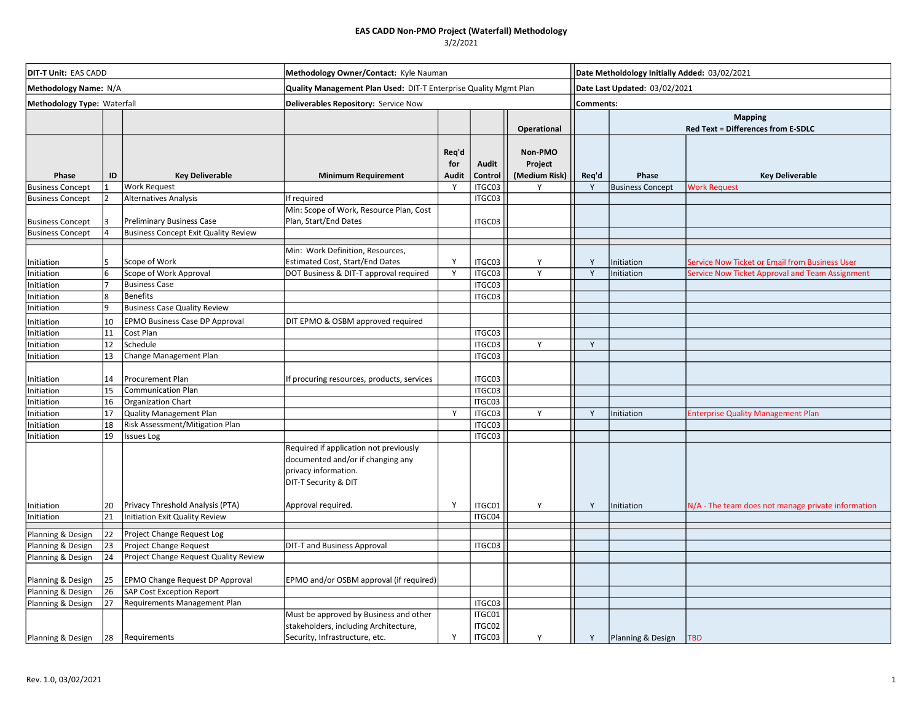# EAS CADD Non-PMO Project (Waterfall) Methodology

3/2/2021

| **DIT-T Unit:** EAS CADD | **Methodology Owner/Contact:** Kyle Nauman | **Date Metholdology Initially Added:** 03/02/2021 |
|---|---|---|
| **Methodology Name:** N/A | **Quality Management Plan Used:** DIT-T Enterprise Quality Mgmt Plan | **Date Last Updated:** 03/02/2021 |
| **Methodology Type:** Waterfall | **Deliverables Repository:** Service Now | **Comments:** |

| | | | | | | Operational | Mapping Red Text = Differences from E-SDLC | | |
|---|---|---|---|---|---|---|---|---|---|
| **Phase** | **ID** | **Key Deliverable** | **Minimum Requirement** | **Req'd for Audit** | **Audit Control** | **Non-PMO Project (Medium Risk)** | **Req'd** | **Phase** | **Key Deliverable** |
| Business Concept | 1 | Work Request | | Y | ITGC03 | Y | Y | Business Concept | Work Request |
| Business Concept | 2 | Alternatives Analysis | If required | | ITGC03 | | | | |
| Business Concept | 3 | Preliminary Business Case | Min: Scope of Work, Resource Plan, Cost Plan, Start/End Dates | | ITGC03 | | | | |
| Business Concept | 4 | Business Concept Exit Quality Review | | | | | | | |
| Initiation | 5 | Scope of Work | Min: Work Definition, Resources, Estimated Cost, Start/End Dates | Y | ITGC03 | Y | Y | Initiation | Service Now Ticket or Email from Business User |
| Initiation | 6 | Scope of Work Approval | DOT Business & DIT-T approval required | Y | ITGC03 | Y | Y | Initiation | Service Now Ticket Approval and Team Assignment |
| Initiation | 7 | Business Case | | | ITGC03 | | | | |
| Initiation | 8 | Benefits | | | ITGC03 | | | | |
| Initiation | 9 | Business Case Quality Review | | | | | | | |
| Initiation | 10 | EPMO Business Case DP Approval | DIT EPMO & OSBM approved required | | | | | | |
| Initiation | 11 | Cost Plan | | | ITGC03 | | | | |
| Initiation | 12 | Schedule | | | ITGC03 | Y | Y | | |
| Initiation | 13 | Change Management Plan | | | ITGC03 | | | | |
| Initiation | 14 | Procurement Plan | If procuring resources, products, services | | ITGC03 | | | | |
| Initiation | 15 | Communication Plan | | | ITGC03 | | | | |
| Initiation | 16 | Organization Chart | | | ITGC03 | | | | |
| Initiation | 17 | Quality Management Plan | | Y | ITGC03 | Y | Y | Initiation | Enterprise Quality Management Plan |
| Initiation | 18 | Risk Assessment/Mitigation Plan | | | ITGC03 | | | | |
| Initiation | 19 | Issues Log | | | ITGC03 | | | | |
| Initiation | 20 | Privacy Threshold Analysis (PTA) | Required if application not previously documented and/or if changing any privacy information. DIT-T Security & DIT Approval required. | Y | ITGC01 | Y | Y | Initiation | N/A - The team does not manage private information |
| Initiation | 21 | Initiation Exit Quality Review | | | ITGC04 | | | | |
| Planning & Design | 22 | Project Change Request Log | | | | | | | |
| Planning & Design | 23 | Project Change Request | DIT-T and Business Approval | | ITGC03 | | | | |
| Planning & Design | 24 | Project Change Request Quality Review | | | | | | | |
| Planning & Design | 25 | EPMO Change Request DP Approval | EPMO and/or OSBM approval (if required) | | | | | | |
| Planning & Design | 26 | SAP Cost Exception Report | | | | | | | |
| Planning & Design | 27 | Requirements Management Plan | | | ITGC03 | | | | |
| Planning & Design | 28 | Requirements | Must be approved by Business and other stakeholders, including Architecture, Security, Infrastructure, etc. | Y | ITGC01 ITGC02 ITGC03 | Y | Y | Planning & Design | TBD |

Rev. 1.0, 03/02/2021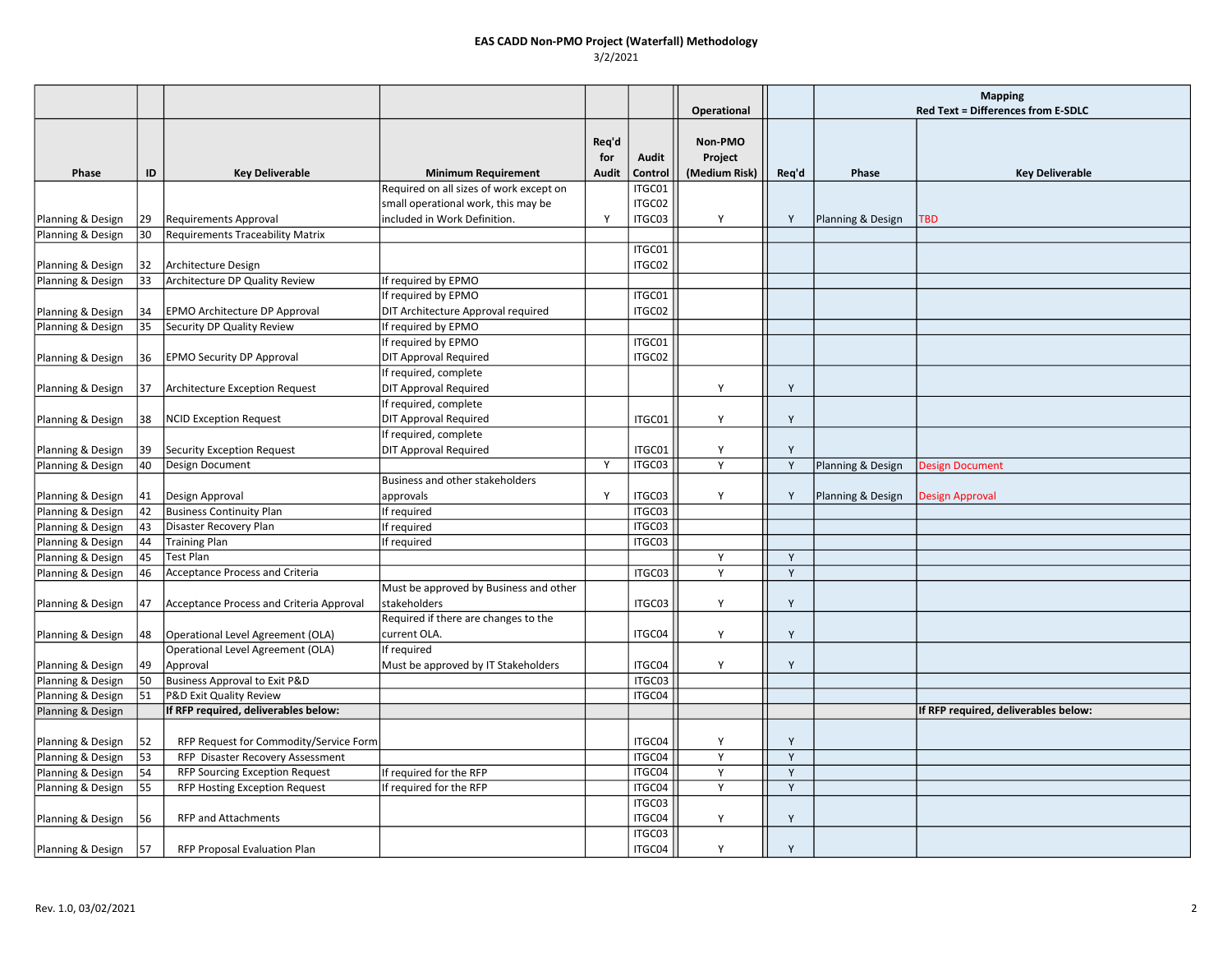**EAS CADD Non-PMO Project (Waterfall) Methodology**

3/2/2021

| | | | | | | Operational | | Mapping Red Text = Differences from E-SDLC | |
|---|---|---|---|---|---|---|---|---|---|
| Phase | ID | Key Deliverable | Minimum Requirement | Req'd for Audit | Audit Control | Non-PMO Project (Medium Risk) | Req'd | Phase | Key Deliverable |
| Planning & Design | 29 | Requirements Approval | Required on all sizes of work except on small operational work, this may be included in Work Definition. | Y | ITGC01 ITGC02 ITGC03 | Y | Y | Planning & Design | TBD |
| Planning & Design | 30 | Requirements Traceability Matrix | | | | | | | |
| Planning & Design | 32 | Architecture Design | | | ITGC01 ITGC02 | | | | |
| Planning & Design | 33 | Architecture DP Quality Review | If required by EPMO | | | | | | |
| Planning & Design | 34 | EPMO Architecture DP Approval | If required by EPMO DIT Architecture Approval required | | ITGC01 ITGC02 | | | | |
| Planning & Design | 35 | Security DP Quality Review | If required by EPMO | | | | | | |
| Planning & Design | 36 | EPMO Security DP Approval | If required by EPMO DIT Approval Required | | ITGC01 ITGC02 | | | | |
| Planning & Design | 37 | Architecture Exception Request | If required, complete DIT Approval Required | | | Y | Y | | |
| Planning & Design | 38 | NCID Exception Request | If required, complete DIT Approval Required | | ITGC01 | Y | Y | | |
| Planning & Design | 39 | Security Exception Request | If required, complete DIT Approval Required | | ITGC01 | Y | Y | | |
| Planning & Design | 40 | Design Document | | Y | ITGC03 | Y | Y | Planning & Design | Design Document |
| Planning & Design | 41 | Design Approval | Business and other stakeholders approvals | Y | ITGC03 | Y | Y | Planning & Design | Design Approval |
| Planning & Design | 42 | Business Continuity Plan | If required | | ITGC03 | | | | |
| Planning & Design | 43 | Disaster Recovery Plan | If required | | ITGC03 | | | | |
| Planning & Design | 44 | Training Plan | If required | | ITGC03 | | | | |
| Planning & Design | 45 | Test Plan | | | | Y | Y | | |
| Planning & Design | 46 | Acceptance Process and Criteria | | | ITGC03 | Y | Y | | |
| Planning & Design | 47 | Acceptance Process and Criteria Approval | Must be approved by Business and other stakeholders | | ITGC03 | Y | Y | | |
| Planning & Design | 48 | Operational Level Agreement (OLA) | Required if there are changes to the current OLA. | | ITGC04 | Y | Y | | |
| Planning & Design | 49 | Operational Level Agreement (OLA) Approval | If required Must be approved by IT Stakeholders | | ITGC04 | Y | Y | | |
| Planning & Design | 50 | Business Approval to Exit P&D | | | ITGC03 | | | | |
| Planning & Design | 51 | P&D Exit Quality Review | | | ITGC04 | | | | |
| Planning & Design | | **If RFP required, deliverables below:** | | | | | | | **If RFP required, deliverables below:** |
| Planning & Design | 52 | RFP Request for Commodity/Service Form | | | ITGC04 | Y | Y | | |
| Planning & Design | 53 | RFP Disaster Recovery Assessment | | | ITGC04 | Y | Y | | |
| Planning & Design | 54 | RFP Sourcing Exception Request | If required for the RFP | | ITGC04 | Y | Y | | |
| Planning & Design | 55 | RFP Hosting Exception Request | If required for the RFP | | ITGC04 | Y | Y | | |
| Planning & Design | 56 | RFP and Attachments | | | ITGC03 ITGC04 | Y | Y | | |
| Planning & Design | 57 | RFP Proposal Evaluation Plan | | | ITGC03 ITGC04 | Y | Y | | |

Rev. 1.0, 03/02/2021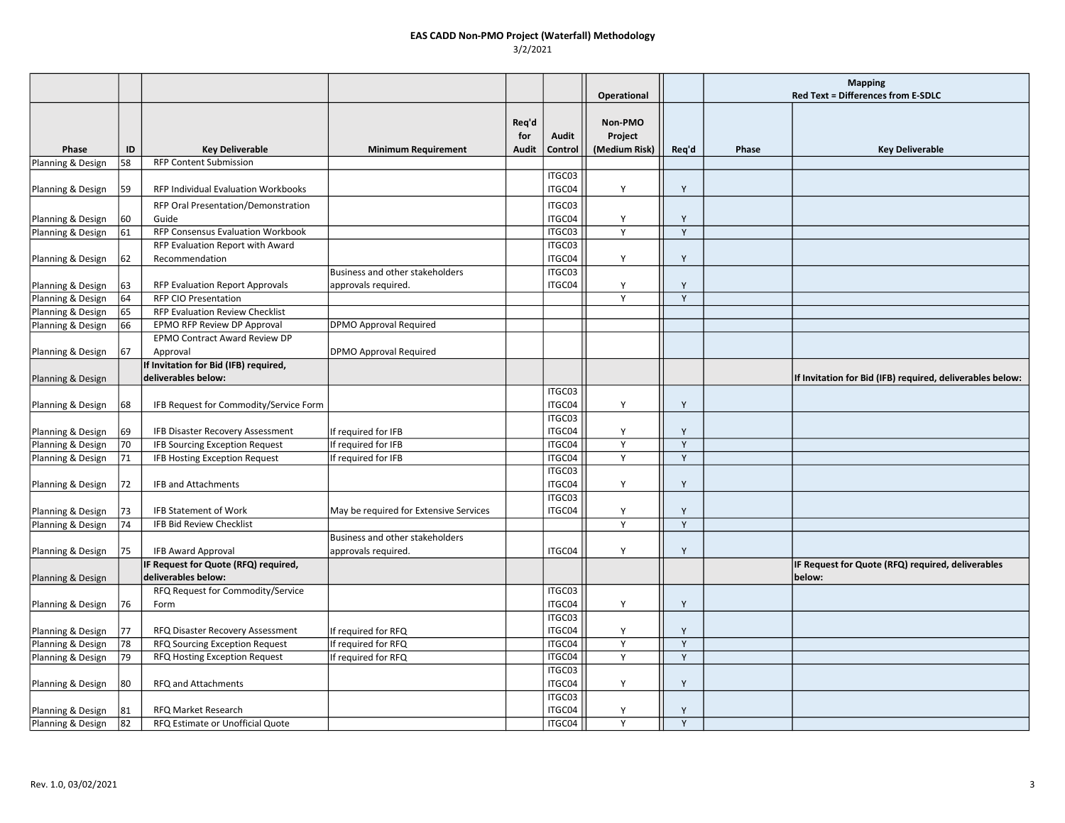# EAS CADD Non-PMO Project (Waterfall) Methodology

3/2/2021

| Phase | ID | Key Deliverable | Minimum Requirement | Req'd for Audit | Audit Control | Operational<br>Non-PMO Project (Medium Risk) | Req'd | Mapping<br>Red Text = Differences from E-SDLC<br>Phase | Key Deliverable |
|---|---|---|---|---|---|---|---|---|---|
| Planning & Design | 58 | RFP Content Submission | | | | | | | |
| Planning & Design | 59 | RFP Individual Evaluation Workbooks | | | ITGC03 ITGC04 | Y | Y | | |
| Planning & Design | 60 | RFP Oral Presentation/Demonstration Guide | | | ITGC03 ITGC04 | Y | Y | | |
| Planning & Design | 61 | RFP Consensus Evaluation Workbook | | | ITGC03 | Y | Y | | |
| Planning & Design | 62 | RFP Evaluation Report with Award Recommendation | | | ITGC03 ITGC04 | Y | Y | | |
| Planning & Design | 63 | RFP Evaluation Report Approvals | Business and other stakeholders approvals required. | | ITGC03 ITGC04 | Y | Y | | |
| Planning & Design | 64 | RFP CIO Presentation | | | | Y | Y | | |
| Planning & Design | 65 | RFP Evaluation Review Checklist | | | | | | | |
| Planning & Design | 66 | EPMO RFP Review DP Approval | DPMO Approval Required | | | | | | |
| Planning & Design | 67 | EPMO Contract Award Review DP Approval | DPMO Approval Required | | | | | | |
| Planning & Design | | **If Invitation for Bid (IFB) required, deliverables below:** | | | | | | | **If Invitation for Bid (IFB) required, deliverables below:** |
| Planning & Design | 68 | IFB Request for Commodity/Service Form | | | ITGC03 ITGC04 | Y | Y | | |
| Planning & Design | 69 | IFB Disaster Recovery Assessment | If required for IFB | | ITGC03 ITGC04 | Y | Y | | |
| Planning & Design | 70 | IFB Sourcing Exception Request | If required for IFB | | ITGC04 | Y | Y | | |
| Planning & Design | 71 | IFB Hosting Exception Request | If required for IFB | | ITGC04 | Y | Y | | |
| Planning & Design | 72 | IFB and Attachments | | | ITGC03 ITGC04 | Y | Y | | |
| Planning & Design | 73 | IFB Statement of Work | May be required for Extensive Services | | ITGC03 ITGC04 | Y | Y | | |
| Planning & Design | 74 | IFB Bid Review Checklist | | | | Y | Y | | |
| Planning & Design | 75 | IFB Award Approval | Business and other stakeholders approvals required. | | ITGC04 | Y | Y | | |
| Planning & Design | | **IF Request for Quote (RFQ) required, deliverables below:** | | | | | | | **IF Request for Quote (RFQ) required, deliverables below:** |
| Planning & Design | 76 | RFQ Request for Commodity/Service Form | | | ITGC03 ITGC04 | Y | Y | | |
| Planning & Design | 77 | RFQ Disaster Recovery Assessment | If required for RFQ | | ITGC03 ITGC04 | Y | Y | | |
| Planning & Design | 78 | RFQ Sourcing Exception Request | If required for RFQ | | ITGC04 | Y | Y | | |
| Planning & Design | 79 | RFQ Hosting Exception Request | If required for RFQ | | ITGC04 | Y | Y | | |
| Planning & Design | 80 | RFQ and Attachments | | | ITGC03 ITGC04 | Y | Y | | |
| Planning & Design | 81 | RFQ Market Research | | | ITGC03 ITGC04 | Y | Y | | |
| Planning & Design | 82 | RFQ Estimate or Unofficial Quote | | | ITGC04 | Y | Y | | |

Rev. 1.0, 03/02/2021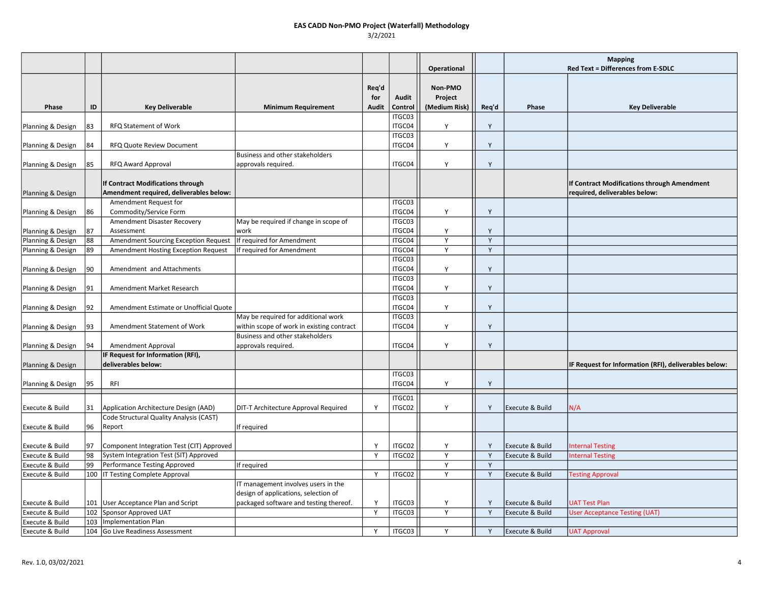# EAS CADD Non-PMO Project (Waterfall) Methodology

3/2/2021

| | | | | | | Operational | | Mapping Red Text = Differences from E-SDLC | |
|---|---|---|---|---|---|---|---|---|---|
| Phase | ID | Key Deliverable | Minimum Requirement | Req'd for Audit | Audit Control | Non-PMO Project (Medium Risk) | Req'd | Phase | Key Deliverable |
| Planning & Design | 83 | RFQ Statement of Work | | | ITGC03 ITGC04 | Y | Y | | |
| Planning & Design | 84 | RFQ Quote Review Document | | | ITGC03 ITGC04 | Y | Y | | |
| Planning & Design | 85 | RFQ Award Approval | Business and other stakeholders approvals required. | | ITGC04 | Y | Y | | |
| Planning & Design | | **If Contract Modifications through Amendment required, deliverables below:** | | | | | | | **If Contract Modifications through Amendment required, deliverables below:** |
| Planning & Design | 86 | Amendment Request for Commodity/Service Form | | | ITGC03 ITGC04 | Y | Y | | |
| Planning & Design | 87 | Amendment Disaster Recovery Assessment | May be required if change in scope of work | | ITGC03 ITGC04 | Y | Y | | |
| Planning & Design | 88 | Amendment Sourcing Exception Request | If required for Amendment | | ITGC04 | Y | Y | | |
| Planning & Design | 89 | Amendment Hosting Exception Request | If required for Amendment | | ITGC04 | Y | Y | | |
| Planning & Design | 90 | Amendment and Attachments | | | ITGC03 ITGC04 | Y | Y | | |
| Planning & Design | 91 | Amendment Market Research | | | ITGC03 ITGC04 | Y | Y | | |
| Planning & Design | 92 | Amendment Estimate or Unofficial Quote | | | ITGC03 ITGC04 | Y | Y | | |
| Planning & Design | 93 | Amendment Statement of Work | May be required for additional work within scope of work in existing contract | | ITGC03 ITGC04 | Y | Y | | |
| Planning & Design | 94 | Amendment Approval | Business and other stakeholders approvals required. | | ITGC04 | Y | Y | | |
| Planning & Design | | **IF Request for Information (RFI), deliverables below:** | | | | | | | **IF Request for Information (RFI), deliverables below:** |
| Planning & Design | 95 | RFI | | | ITGC03 ITGC04 | Y | Y | | |
| Execute & Build | 31 | Application Architecture Design (AAD) | DIT-T Architecture Approval Required | Y | ITGC01 ITGC02 | Y | Y | Execute & Build | N/A |
| Execute & Build | 96 | Code Structural Quality Analysis (CAST) Report | If required | | | | | | |
| Execute & Build | 97 | Component Integration Test (CIT) Approved | | Y | ITGC02 | Y | Y | Execute & Build | Internal Testing |
| Execute & Build | 98 | System Integration Test (SIT) Approved | | Y | ITGC02 | Y | Y | Execute & Build | Internal Testing |
| Execute & Build | 99 | Performance Testing Approved | If required | | | Y | Y | | |
| Execute & Build | 100 | IT Testing Complete Approval | | Y | ITGC02 | Y | Y | Execute & Build | Testing Approval |
| Execute & Build | 101 | User Acceptance Plan and Script | IT management involves users in the design of applications, selection of packaged software and testing thereof. | Y | ITGC03 | Y | Y | Execute & Build | UAT Test Plan |
| Execute & Build | 102 | Sponsor Approved UAT | | Y | ITGC03 | Y | Y | Execute & Build | User Acceptance Testing (UAT) |
| Execute & Build | 103 | Implementation Plan | | | | | | | |
| Execute & Build | 104 | Go Live Readiness Assessment | | Y | ITGC03 | Y | Y | Execute & Build | UAT Approval |

Rev. 1.0, 03/02/2021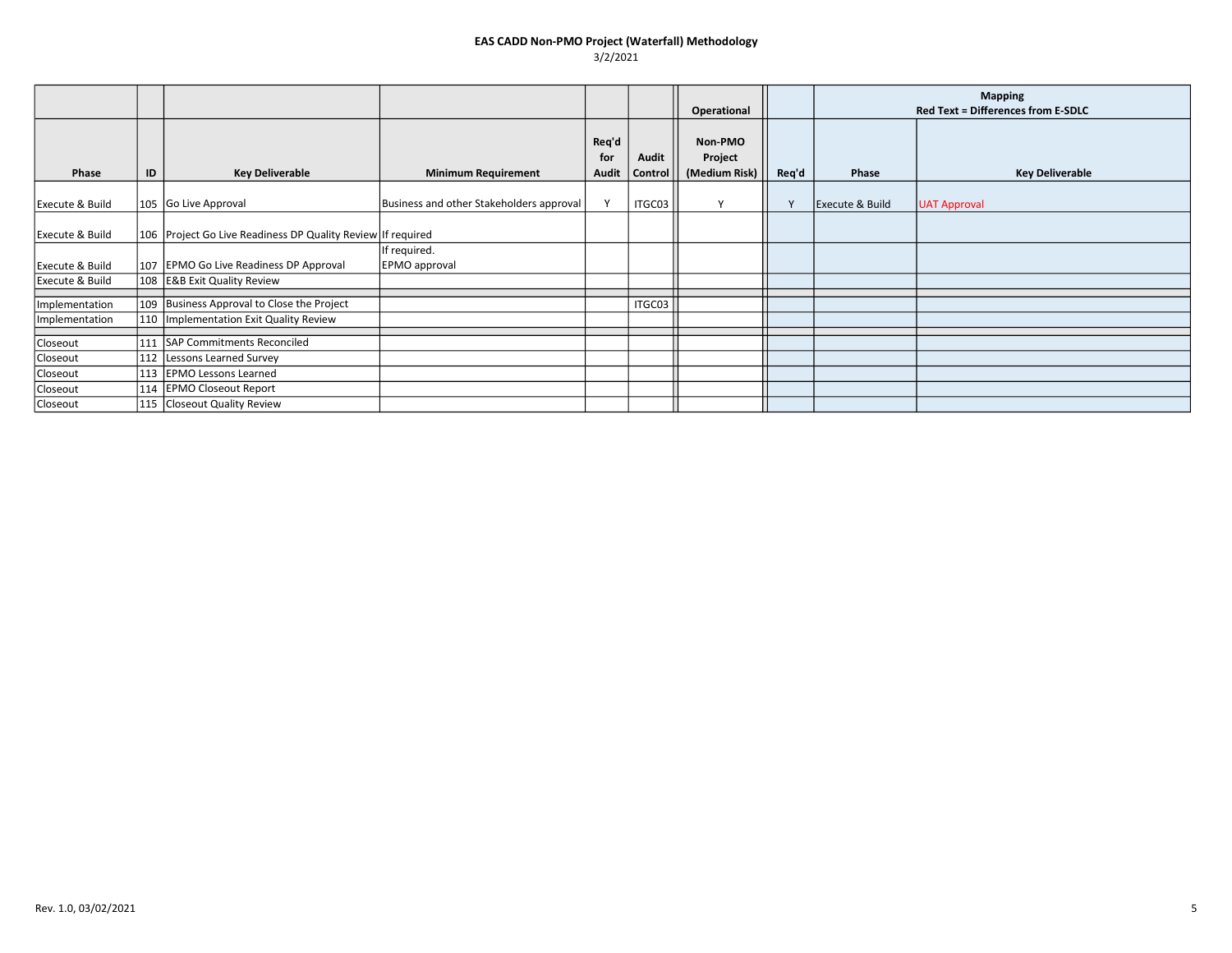**EAS CADD Non-PMO Project (Waterfall) Methodology**

3/2/2021

| | | | | | | Operational | | Mapping Red Text = Differences from E-SDLC | |
|---|---|---|---|---|---|---|---|---|---|
| Phase | ID | Key Deliverable | Minimum Requirement | Req'd for Audit | Audit Control | Non-PMO Project (Medium Risk) | Req'd | Phase | Key Deliverable |
| Execute & Build | 105 | Go Live Approval | Business and other Stakeholders approval | Y | ITGC03 | Y | Y | Execute & Build | UAT Approval |
| Execute & Build | 106 | Project Go Live Readiness DP Quality Review | If required | | | | | | |
| Execute & Build | 107 | EPMO Go Live Readiness DP Approval | If required. EPMO approval | | | | | | |
| Execute & Build | 108 | E&B Exit Quality Review | | | | | | | |
| | | | | | | | | | |
| Implementation | 109 | Business Approval to Close the Project | | | ITGC03 | | | | |
| Implementation | 110 | Implementation Exit Quality Review | | | | | | | |
| | | | | | | | | | |
| Closeout | 111 | SAP Commitments Reconciled | | | | | | | |
| Closeout | 112 | Lessons Learned Survey | | | | | | | |
| Closeout | 113 | EPMO Lessons Learned | | | | | | | |
| Closeout | 114 | EPMO Closeout Report | | | | | | | |
| Closeout | 115 | Closeout Quality Review | | | | | | | |

Rev. 1.0, 03/02/2021